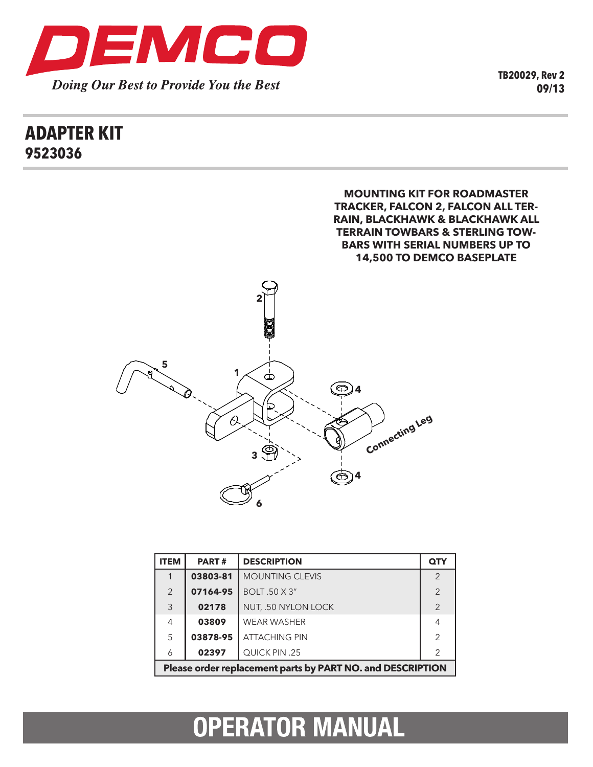# DEMCO

*Doing Our Best to Provide You the Best*

**TB20029, Rev 2**
**09/13**

# ADAPTER KIT

## 9523036

**MOUNTING KIT FOR ROADMASTER TRACKER, FALCON 2, FALCON ALL TERRAIN, BLACKHAWK & BLACKHAWK ALL TERRAIN TOWBARS & STERLING TOWBARS WITH SERIAL NUMBERS UP TO 14,500 TO DEMCO BASEPLATE**

| ITEM | PART # | DESCRIPTION | QTY |
|---|---|---|---|
| 1 | **03803-81** | MOUNTING CLEVIS | 2 |
| 2 | **07164-95** | BOLT .50 X 3" | 2 |
| 3 | **02178** | NUT, .50 NYLON LOCK | 2 |
| 4 | **03809** | WEAR WASHER | 4 |
| 5 | **03878-95** | ATTACHING PIN | 2 |
| 6 | **02397** | QUICK PIN .25 | 2 |
| **Please order replacement parts by PART NO. and DESCRIPTION** | | | |

# OPERATOR MANUAL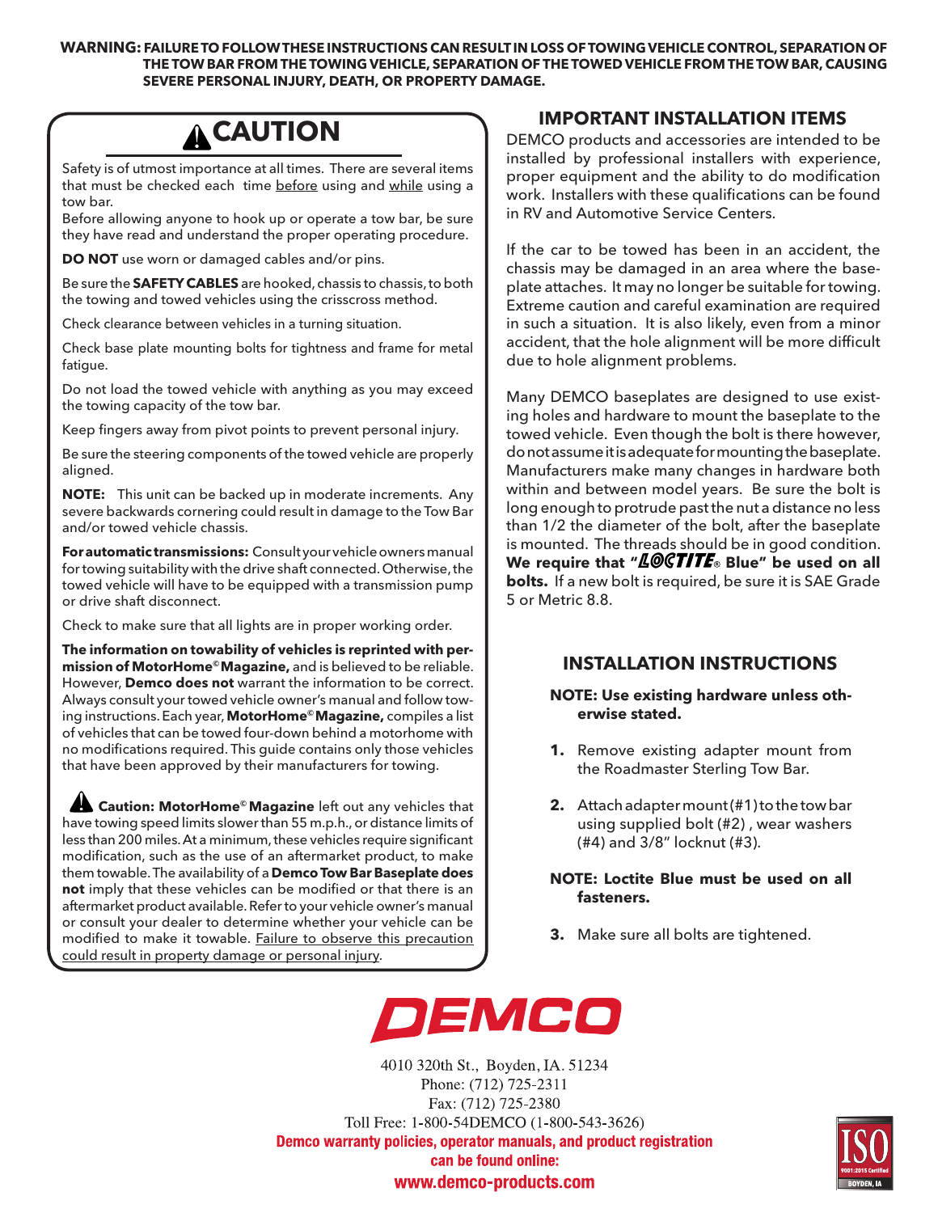**WARNING: FAILURE TO FOLLOW THESE INSTRUCTIONS CAN RESULT IN LOSS OF TOWING VEHICLE CONTROL, SEPARATION OF THE TOW BAR FROM THE TOWING VEHICLE, SEPARATION OF THE TOWED VEHICLE FROM THE TOW BAR, CAUSING SEVERE PERSONAL INJURY, DEATH, OR PROPERTY DAMAGE.**

## ⚠ CAUTION

Safety is of utmost importance at all times. There are several items that must be checked each time before using and while using a tow bar.
Before allowing anyone to hook up or operate a tow bar, be sure they have read and understand the proper operating procedure.

**DO NOT** use worn or damaged cables and/or pins.

Be sure the **SAFETY CABLES** are hooked, chassis to chassis, to both the towing and towed vehicles using the crisscross method.

Check clearance between vehicles in a turning situation.

Check base plate mounting bolts for tightness and frame for metal fatigue.

Do not load the towed vehicle with anything as you may exceed the towing capacity of the tow bar.

Keep fingers away from pivot points to prevent personal injury.

Be sure the steering components of the towed vehicle are properly aligned.

**NOTE:** This unit can be backed up in moderate increments. Any severe backwards cornering could result in damage to the Tow Bar and/or towed vehicle chassis.

**For automatic transmissions:** Consult your vehicle owners manual for towing suitability with the drive shaft connected. Otherwise, the towed vehicle will have to be equipped with a transmission pump or drive shaft disconnect.

Check to make sure that all lights are in proper working order.

**The information on towability of vehicles is reprinted with permission of MotorHome© Magazine,** and is believed to be reliable. However, **Demco does not** warrant the information to be correct. Always consult your towed vehicle owner's manual and follow towing instructions. Each year, **MotorHome© Magazine,** compiles a list of vehicles that can be towed four-down behind a motorhome with no modifications required. This guide contains only those vehicles that have been approved by their manufacturers for towing.

⚠ **Caution: MotorHome© Magazine** left out any vehicles that have towing speed limits slower than 55 m.p.h., or distance limits of less than 200 miles. At a minimum, these vehicles require significant modification, such as the use of an aftermarket product, to make them towable. The availability of a **Demco Tow Bar Baseplate does not** imply that these vehicles can be modified or that there is an aftermarket product available. Refer to your vehicle owner's manual or consult your dealer to determine whether your vehicle can be modified to make it towable. Failure to observe this precaution could result in property damage or personal injury.

## IMPORTANT INSTALLATION ITEMS

DEMCO products and accessories are intended to be installed by professional installers with experience, proper equipment and the ability to do modification work. Installers with these qualifications can be found in RV and Automotive Service Centers.

If the car to be towed has been in an accident, the chassis may be damaged in an area where the baseplate attaches. It may no longer be suitable for towing. Extreme caution and careful examination are required in such a situation. It is also likely, even from a minor accident, that the hole alignment will be more difficult due to hole alignment problems.

Many DEMCO baseplates are designed to use existing holes and hardware to mount the baseplate to the towed vehicle. Even though the bolt is there however, do not assume it is adequate for mounting the baseplate. Manufacturers make many changes in hardware both within and between model years. Be sure the bolt is long enough to protrude past the nut a distance no less than 1/2 the diameter of the bolt, after the baseplate is mounted. The threads should be in good condition. **We require that "LOCTITE® Blue" be used on all bolts.** If a new bolt is required, be sure it is SAE Grade 5 or Metric 8.8.

## INSTALLATION INSTRUCTIONS

**NOTE: Use existing hardware unless otherwise stated.**

1. Remove existing adapter mount from the Roadmaster Sterling Tow Bar.
2. Attach adapter mount (#1) to the tow bar using supplied bolt (#2) , wear washers (#4) and 3/8" locknut (#3).

**NOTE: Loctite Blue must be used on all fasteners.**

3. Make sure all bolts are tightened.

DEMCO

4010 320th St., Boyden, IA. 51234
Phone: (712) 725-2311
Fax: (712) 725-2380
Toll Free: 1-800-54DEMCO (1-800-543-3626)

Demco warranty policies, operator manuals, and product registration can be found online:
www.demco-products.com

ISO 9001:2015 Certified BOYDEN, IA